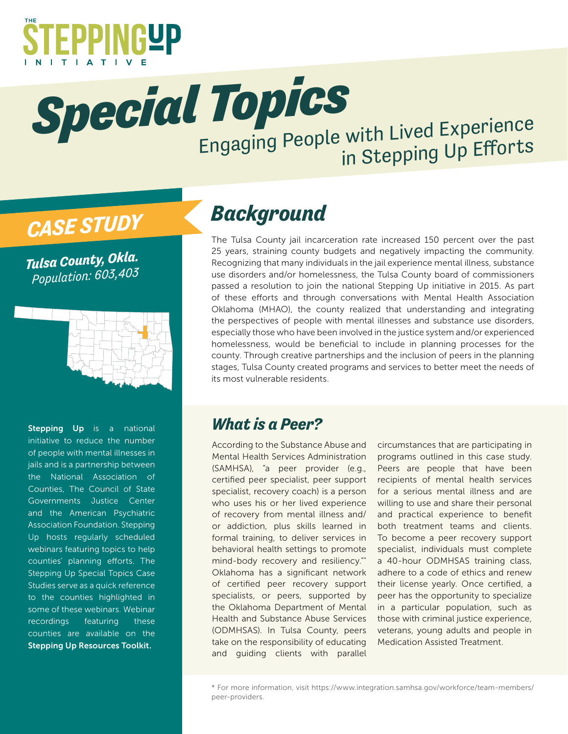THE STEPPING UP INITIATIVE

# Special Topics

## Engaging People with Lived Experience in Stepping Up Efforts

**CASE STUDY**

***Tulsa County, Okla.***
*Population: 603,403*

**Stepping Up** is a national initiative to reduce the number of people with mental illnesses in jails and is a partnership between the National Association of Counties, The Council of State Governments Justice Center and the American Psychiatric Association Foundation. Stepping Up hosts regularly scheduled webinars featuring topics to help counties' planning efforts. The Stepping Up Special Topics Case Studies serve as a quick reference to the counties highlighted in some of these webinars. Webinar recordings featuring these counties are available on the **Stepping Up Resources Toolkit.**

## Background

The Tulsa County jail incarceration rate increased 150 percent over the past 25 years, straining county budgets and negatively impacting the community. Recognizing that many individuals in the jail experience mental illness, substance use disorders and/or homelessness, the Tulsa County board of commissioners passed a resolution to join the national Stepping Up initiative in 2015. As part of these efforts and through conversations with Mental Health Association Oklahoma (MHAO), the county realized that understanding and integrating the perspectives of people with mental illnesses and substance use disorders, especially those who have been involved in the justice system and/or experienced homelessness, would be beneficial to include in planning processes for the county. Through creative partnerships and the inclusion of peers in the planning stages, Tulsa County created programs and services to better meet the needs of its most vulnerable residents.

## What is a Peer?

According to the Substance Abuse and Mental Health Services Administration (SAMHSA), "a peer provider (e.g., certified peer specialist, peer support specialist, recovery coach) is a person who uses his or her lived experience of recovery from mental illness and/or addiction, plus skills learned in formal training, to deliver services in behavioral health settings to promote mind-body recovery and resiliency."* Oklahoma has a significant network of certified peer recovery support specialists, or peers, supported by the Oklahoma Department of Mental Health and Substance Abuse Services (ODMHSAS). In Tulsa County, peers take on the responsibility of educating and guiding clients with parallel circumstances that are participating in programs outlined in this case study. Peers are people that have been recipients of mental health services for a serious mental illness and are willing to use and share their personal and practical experience to benefit both treatment teams and clients. To become a peer recovery support specialist, individuals must complete a 40-hour ODMHSAS training class, adhere to a code of ethics and renew their license yearly. Once certified, a peer has the opportunity to specialize in a particular population, such as those with criminal justice experience, veterans, young adults and people in Medication Assisted Treatment.

* For more information, visit https://www.integration.samhsa.gov/workforce/team-members/peer-providers.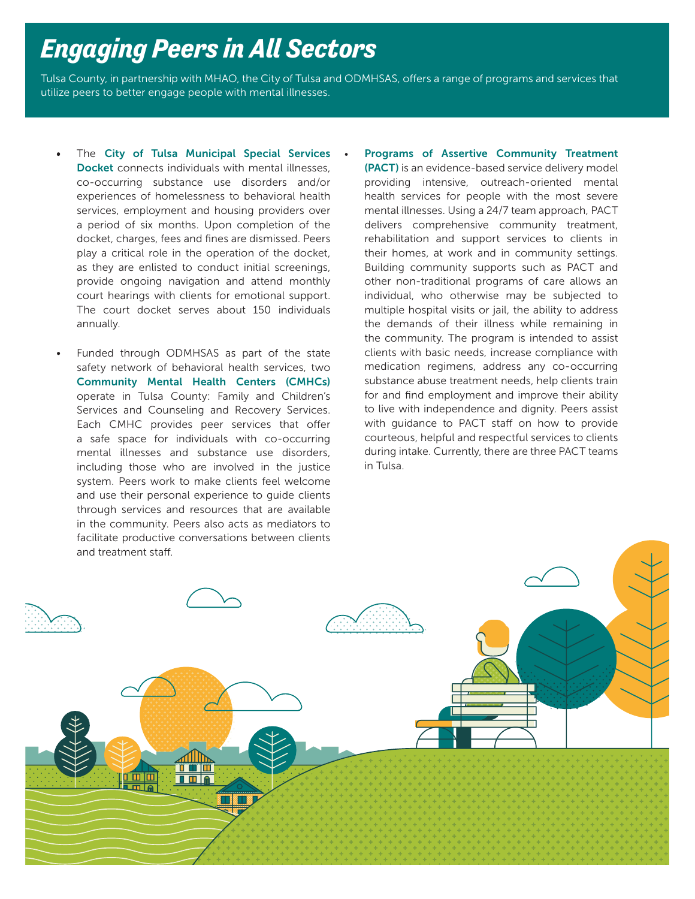# Engaging Peers in All Sectors

Tulsa County, in partnership with MHAO, the City of Tulsa and ODMHSAS, offers a range of programs and services that utilize peers to better engage people with mental illnesses.

- The **City of Tulsa Municipal Special Services Docket** connects individuals with mental illnesses, co-occurring substance use disorders and/or experiences of homelessness to behavioral health services, employment and housing providers over a period of six months. Upon completion of the docket, charges, fees and fines are dismissed. Peers play a critical role in the operation of the docket, as they are enlisted to conduct initial screenings, provide ongoing navigation and attend monthly court hearings with clients for emotional support. The court docket serves about 150 individuals annually.

- Funded through ODMHSAS as part of the state safety network of behavioral health services, two **Community Mental Health Centers (CMHCs)** operate in Tulsa County: Family and Children's Services and Counseling and Recovery Services. Each CMHC provides peer services that offer a safe space for individuals with co-occurring mental illnesses and substance use disorders, including those who are involved in the justice system. Peers work to make clients feel welcome and use their personal experience to guide clients through services and resources that are available in the community. Peers also acts as mediators to facilitate productive conversations between clients and treatment staff.

- **Programs of Assertive Community Treatment (PACT)** is an evidence-based service delivery model providing intensive, outreach-oriented mental health services for people with the most severe mental illnesses. Using a 24/7 team approach, PACT delivers comprehensive community treatment, rehabilitation and support services to clients in their homes, at work and in community settings. Building community supports such as PACT and other non-traditional programs of care allows an individual, who otherwise may be subjected to multiple hospital visits or jail, the ability to address the demands of their illness while remaining in the community. The program is intended to assist clients with basic needs, increase compliance with medication regimens, address any co-occurring substance abuse treatment needs, help clients train for and find employment and improve their ability to live with independence and dignity. Peers assist with guidance to PACT staff on how to provide courteous, helpful and respectful services to clients during intake. Currently, there are three PACT teams in Tulsa.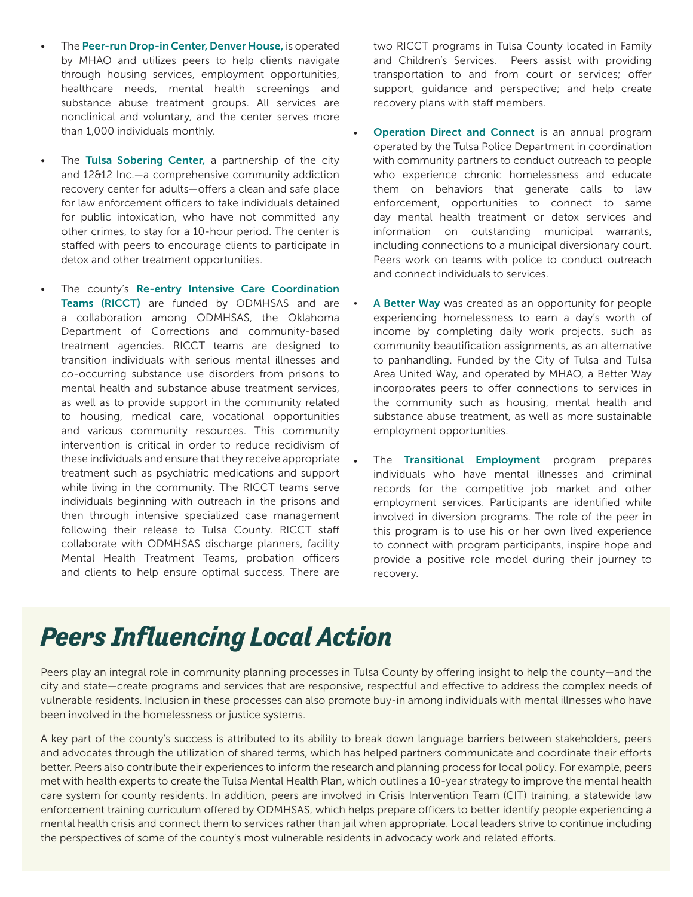- The **Peer-run Drop-in Center, Denver House,** is operated by MHAO and utilizes peers to help clients navigate through housing services, employment opportunities, healthcare needs, mental health screenings and substance abuse treatment groups. All services are nonclinical and voluntary, and the center serves more than 1,000 individuals monthly.

- The **Tulsa Sobering Center,** a partnership of the city and 12&12 Inc.—a comprehensive community addiction recovery center for adults—offers a clean and safe place for law enforcement officers to take individuals detained for public intoxication, who have not committed any other crimes, to stay for a 10-hour period. The center is staffed with peers to encourage clients to participate in detox and other treatment opportunities.

- The county's **Re-entry Intensive Care Coordination Teams (RICCT)** are funded by ODMHSAS and are a collaboration among ODMHSAS, the Oklahoma Department of Corrections and community-based treatment agencies. RICCT teams are designed to transition individuals with serious mental illnesses and co-occurring substance use disorders from prisons to mental health and substance abuse treatment services, as well as to provide support in the community related to housing, medical care, vocational opportunities and various community resources. This community intervention is critical in order to reduce recidivism of these individuals and ensure that they receive appropriate treatment such as psychiatric medications and support while living in the community. The RICCT teams serve individuals beginning with outreach in the prisons and then through intensive specialized case management following their release to Tulsa County. RICCT staff collaborate with ODMHSAS discharge planners, facility Mental Health Treatment Teams, probation officers and clients to help ensure optimal success. There are two RICCT programs in Tulsa County located in Family and Children's Services. Peers assist with providing transportation to and from court or services; offer support, guidance and perspective; and help create recovery plans with staff members.

- **Operation Direct and Connect** is an annual program operated by the Tulsa Police Department in coordination with community partners to conduct outreach to people who experience chronic homelessness and educate them on behaviors that generate calls to law enforcement, opportunities to connect to same day mental health treatment or detox services and information on outstanding municipal warrants, including connections to a municipal diversionary court. Peers work on teams with police to conduct outreach and connect individuals to services.

- **A Better Way** was created as an opportunity for people experiencing homelessness to earn a day's worth of income by completing daily work projects, such as community beautification assignments, as an alternative to panhandling. Funded by the City of Tulsa and Tulsa Area United Way, and operated by MHAO, a Better Way incorporates peers to offer connections to services in the community such as housing, mental health and substance abuse treatment, as well as more sustainable employment opportunities.

- The **Transitional Employment** program prepares individuals who have mental illnesses and criminal records for the competitive job market and other employment services. Participants are identified while involved in diversion programs. The role of the peer in this program is to use his or her own lived experience to connect with program participants, inspire hope and provide a positive role model during their journey to recovery.

## *Peers Influencing Local Action*

Peers play an integral role in community planning processes in Tulsa County by offering insight to help the county—and the city and state—create programs and services that are responsive, respectful and effective to address the complex needs of vulnerable residents. Inclusion in these processes can also promote buy-in among individuals with mental illnesses who have been involved in the homelessness or justice systems.

A key part of the county's success is attributed to its ability to break down language barriers between stakeholders, peers and advocates through the utilization of shared terms, which has helped partners communicate and coordinate their efforts better. Peers also contribute their experiences to inform the research and planning process for local policy. For example, peers met with health experts to create the Tulsa Mental Health Plan, which outlines a 10-year strategy to improve the mental health care system for county residents. In addition, peers are involved in Crisis Intervention Team (CIT) training, a statewide law enforcement training curriculum offered by ODMHSAS, which helps prepare officers to better identify people experiencing a mental health crisis and connect them to services rather than jail when appropriate. Local leaders strive to continue including the perspectives of some of the county's most vulnerable residents in advocacy work and related efforts.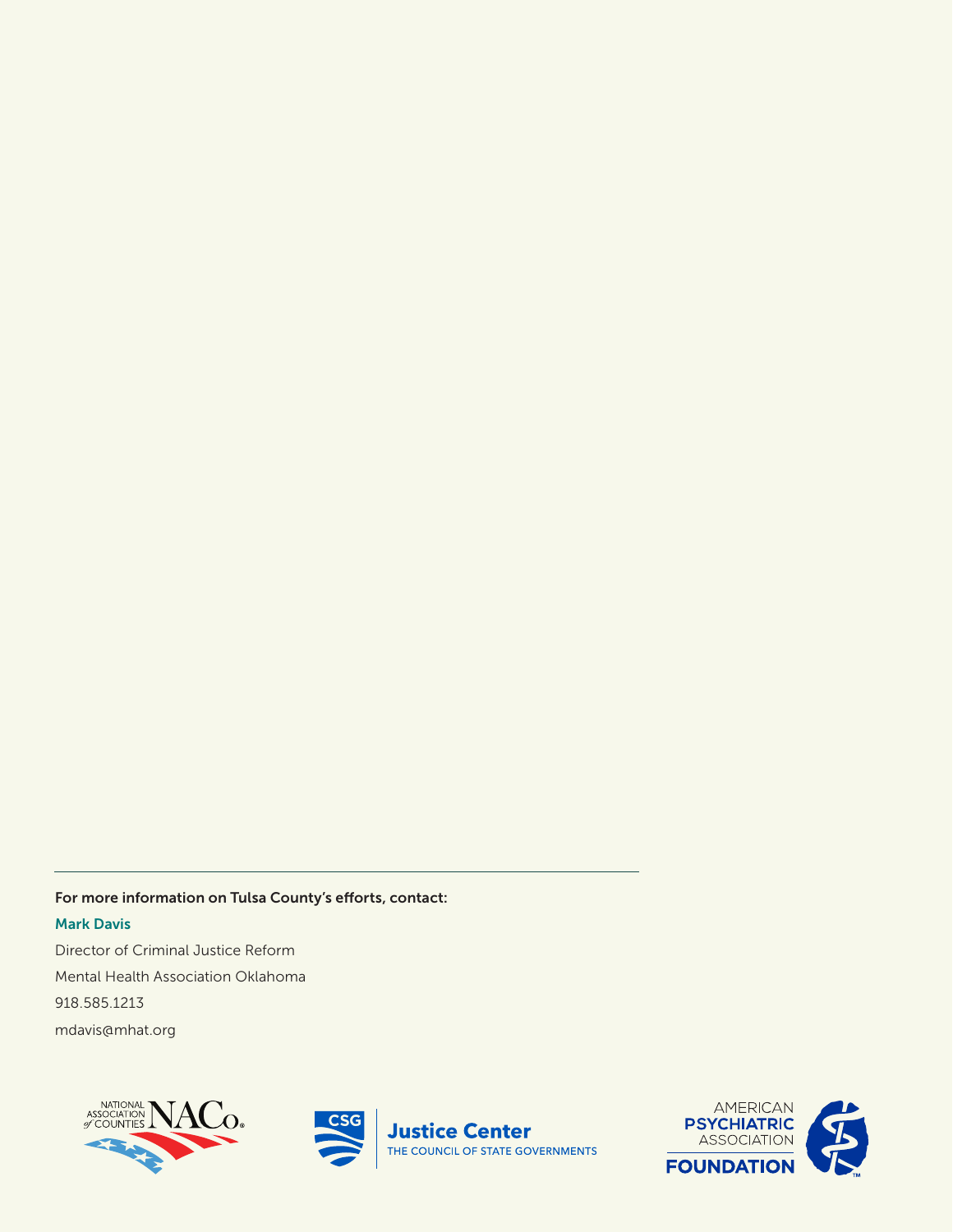For more information on Tulsa County's efforts, contact:

**Mark Davis**

Director of Criminal Justice Reform

Mental Health Association Oklahoma

918.585.1213

mdavis@mhat.org

NATIONAL ASSOCIATION of COUNTIES NACo

CSG Justice Center
THE COUNCIL OF STATE GOVERNMENTS

AMERICAN PSYCHIATRIC ASSOCIATION FOUNDATION